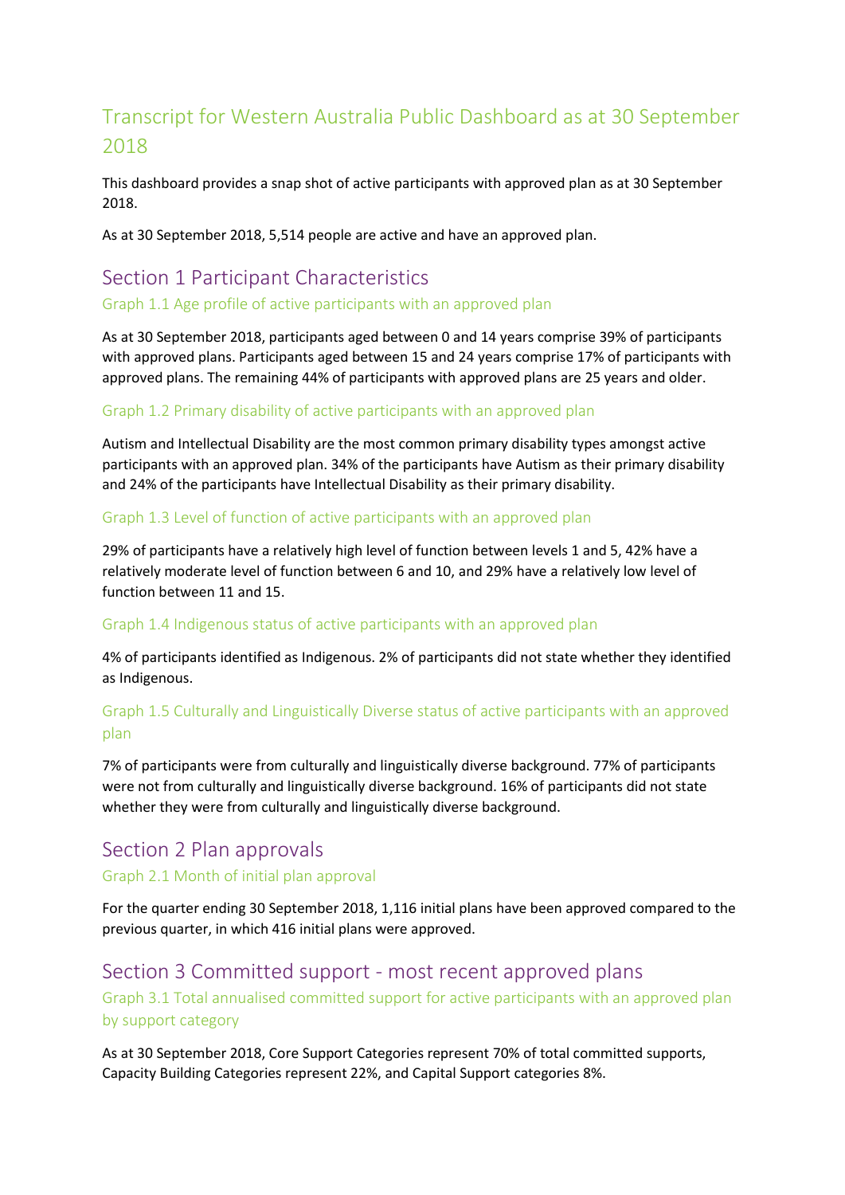# Transcript for Western Australia Public Dashboard as at 30 September 2018

This dashboard provides a snap shot of active participants with approved plan as at 30 September 2018.

As at 30 September 2018, 5,514 people are active and have an approved plan.

## Section 1 Participant Characteristics

### Graph 1.1 Age profile of active participants with an approved plan

As at 30 September 2018, participants aged between 0 and 14 years comprise 39% of participants with approved plans. Participants aged between 15 and 24 years comprise 17% of participants with approved plans. The remaining 44% of participants with approved plans are 25 years and older.

### Graph 1.2 Primary disability of active participants with an approved plan

Autism and Intellectual Disability are the most common primary disability types amongst active participants with an approved plan. 34% of the participants have Autism as their primary disability and 24% of the participants have Intellectual Disability as their primary disability.

### Graph 1.3 Level of function of active participants with an approved plan

29% of participants have a relatively high level of function between levels 1 and 5, 42% have a relatively moderate level of function between 6 and 10, and 29% have a relatively low level of function between 11 and 15.

### Graph 1.4 Indigenous status of active participants with an approved plan

4% of participants identified as Indigenous. 2% of participants did not state whether they identified as Indigenous.

### Graph 1.5 Culturally and Linguistically Diverse status of active participants with an approved plan

7% of participants were from culturally and linguistically diverse background. 77% of participants were not from culturally and linguistically diverse background. 16% of participants did not state whether they were from culturally and linguistically diverse background.

## Section 2 Plan approvals

### Graph 2.1 Month of initial plan approval

For the quarter ending 30 September 2018, 1,116 initial plans have been approved compared to the previous quarter, in which 416 initial plans were approved.

## Section 3 Committed support - most recent approved plans

### Graph 3.1 Total annualised committed support for active participants with an approved plan by support category

As at 30 September 2018, Core Support Categories represent 70% of total committed supports, Capacity Building Categories represent 22%, and Capital Support categories 8%.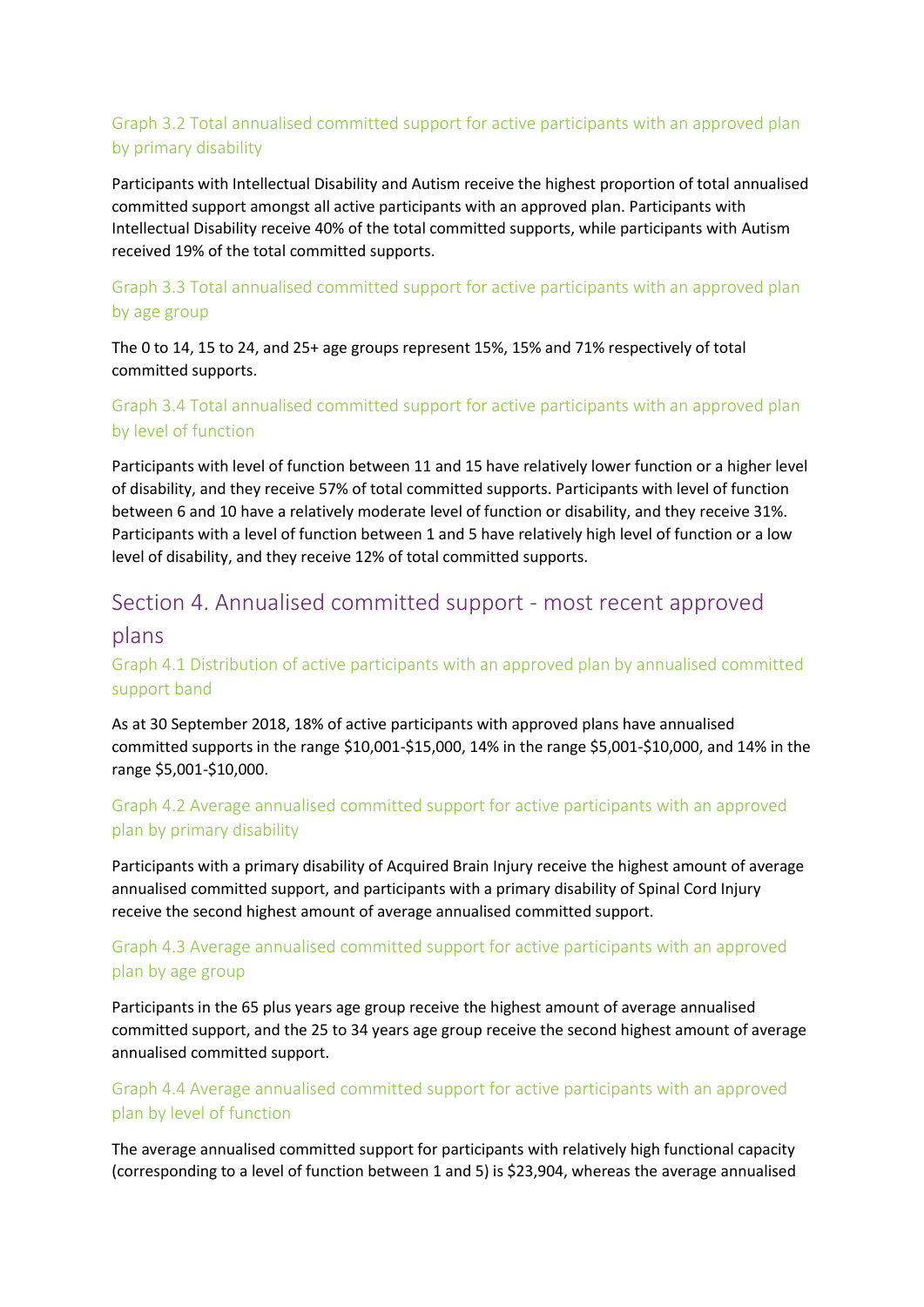### Graph 3.2 Total annualised committed support for active participants with an approved plan by primary disability

Participants with Intellectual Disability and Autism receive the highest proportion of total annualised committed support amongst all active participants with an approved plan. Participants with Intellectual Disability receive 40% of the total committed supports, while participants with Autism received 19% of the total committed supports.

### Graph 3.3 Total annualised committed support for active participants with an approved plan by age group

The 0 to 14, 15 to 24, and 25+ age groups represent 15%, 15% and 71% respectively of total committed supports.

### Graph 3.4 Total annualised committed support for active participants with an approved plan by level of function

Participants with level of function between 11 and 15 have relatively lower function or a higher level of disability, and they receive 57% of total committed supports. Participants with level of function between 6 and 10 have a relatively moderate level of function or disability, and they receive 31%. Participants with a level of function between 1 and 5 have relatively high level of function or a low level of disability, and they receive 12% of total committed supports.

## Section 4. Annualised committed support - most recent approved plans

### Graph 4.1 Distribution of active participants with an approved plan by annualised committed support band

As at 30 September 2018, 18% of active participants with approved plans have annualised committed supports in the range $10,001-$15,000, 14% in the range $5,001-$10,000, and 14% in the range $5,001-$10,000.

### Graph 4.2 Average annualised committed support for active participants with an approved plan by primary disability

Participants with a primary disability of Acquired Brain Injury receive the highest amount of average annualised committed support, and participants with a primary disability of Spinal Cord Injury receive the second highest amount of average annualised committed support.

### Graph 4.3 Average annualised committed support for active participants with an approved plan by age group

Participants in the 65 plus years age group receive the highest amount of average annualised committed support, and the 25 to 34 years age group receive the second highest amount of average annualised committed support.

### Graph 4.4 Average annualised committed support for active participants with an approved plan by level of function

The average annualised committed support for participants with relatively high functional capacity (corresponding to a level of function between 1 and 5) is $23,904, whereas the average annualised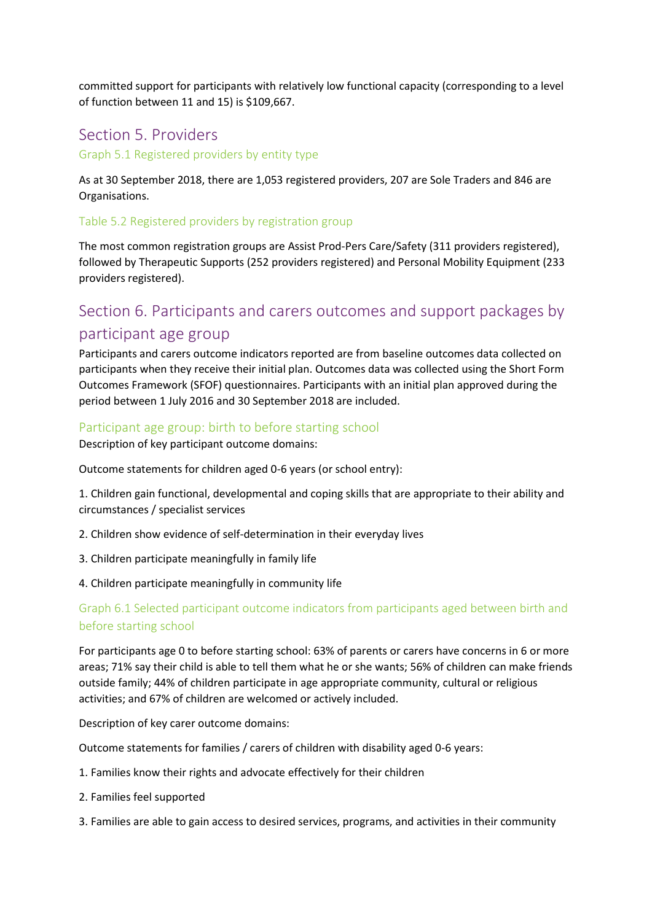committed support for participants with relatively low functional capacity (corresponding to a level of function between 11 and 15) is $109,667.

## Section 5. Providers

### Graph 5.1 Registered providers by entity type

As at 30 September 2018, there are 1,053 registered providers, 207 are Sole Traders and 846 are Organisations.

### Table 5.2 Registered providers by registration group

The most common registration groups are Assist Prod-Pers Care/Safety (311 providers registered), followed by Therapeutic Supports (252 providers registered) and Personal Mobility Equipment (233 providers registered).

## Section 6. Participants and carers outcomes and support packages by participant age group

Participants and carers outcome indicators reported are from baseline outcomes data collected on participants when they receive their initial plan. Outcomes data was collected using the Short Form Outcomes Framework (SFOF) questionnaires. Participants with an initial plan approved during the period between 1 July 2016 and 30 September 2018 are included.

### Participant age group: birth to before starting school

Description of key participant outcome domains:

Outcome statements for children aged 0-6 years (or school entry):

1. Children gain functional, developmental and coping skills that are appropriate to their ability and circumstances / specialist services

2. Children show evidence of self-determination in their everyday lives

3. Children participate meaningfully in family life

4. Children participate meaningfully in community life

### Graph 6.1 Selected participant outcome indicators from participants aged between birth and before starting school

For participants age 0 to before starting school: 63% of parents or carers have concerns in 6 or more areas; 71% say their child is able to tell them what he or she wants; 56% of children can make friends outside family; 44% of children participate in age appropriate community, cultural or religious activities; and 67% of children are welcomed or actively included.

Description of key carer outcome domains:

Outcome statements for families / carers of children with disability aged 0-6 years:

1. Families know their rights and advocate effectively for their children

2. Families feel supported

3. Families are able to gain access to desired services, programs, and activities in their community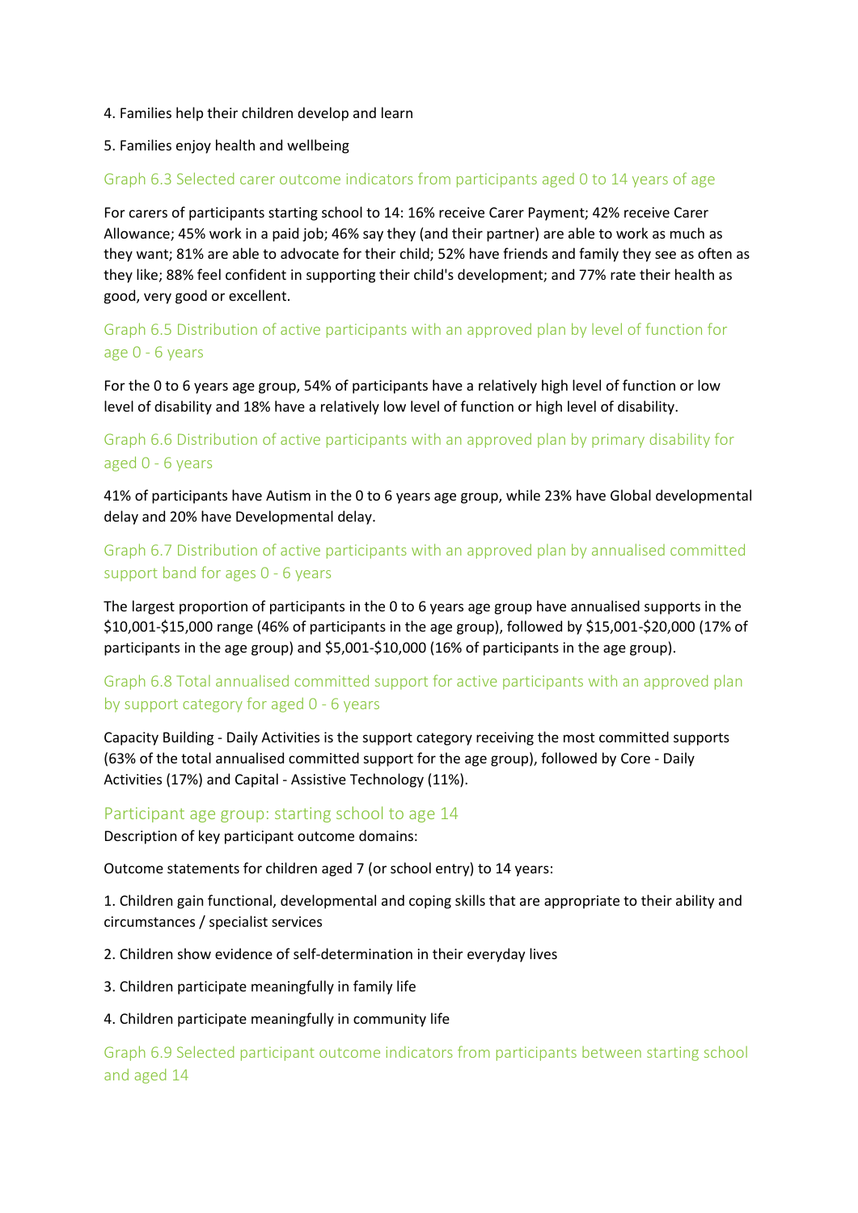4. Families help their children develop and learn

5. Families enjoy health and wellbeing

### Graph 6.3 Selected carer outcome indicators from participants aged 0 to 14 years of age

For carers of participants starting school to 14: 16% receive Carer Payment; 42% receive Carer Allowance; 45% work in a paid job; 46% say they (and their partner) are able to work as much as they want; 81% are able to advocate for their child; 52% have friends and family they see as often as they like; 88% feel confident in supporting their child's development; and 77% rate their health as good, very good or excellent.

### Graph 6.5 Distribution of active participants with an approved plan by level of function for age 0 - 6 years

For the 0 to 6 years age group, 54% of participants have a relatively high level of function or low level of disability and 18% have a relatively low level of function or high level of disability.

### Graph 6.6 Distribution of active participants with an approved plan by primary disability for aged 0 - 6 years

41% of participants have Autism in the 0 to 6 years age group, while 23% have Global developmental delay and 20% have Developmental delay.

### Graph 6.7 Distribution of active participants with an approved plan by annualised committed support band for ages 0 - 6 years

The largest proportion of participants in the 0 to 6 years age group have annualised supports in the $10,001-$15,000 range (46% of participants in the age group), followed by $15,001-$20,000 (17% of participants in the age group) and $5,001-$10,000 (16% of participants in the age group).

### Graph 6.8 Total annualised committed support for active participants with an approved plan by support category for aged 0 - 6 years

Capacity Building - Daily Activities is the support category receiving the most committed supports (63% of the total annualised committed support for the age group), followed by Core - Daily Activities (17%) and Capital - Assistive Technology (11%).

## Participant age group: starting school to age 14

Description of key participant outcome domains:

Outcome statements for children aged 7 (or school entry) to 14 years:

1. Children gain functional, developmental and coping skills that are appropriate to their ability and circumstances / specialist services

2. Children show evidence of self-determination in their everyday lives

3. Children participate meaningfully in family life

4. Children participate meaningfully in community life

### Graph 6.9 Selected participant outcome indicators from participants between starting school and aged 14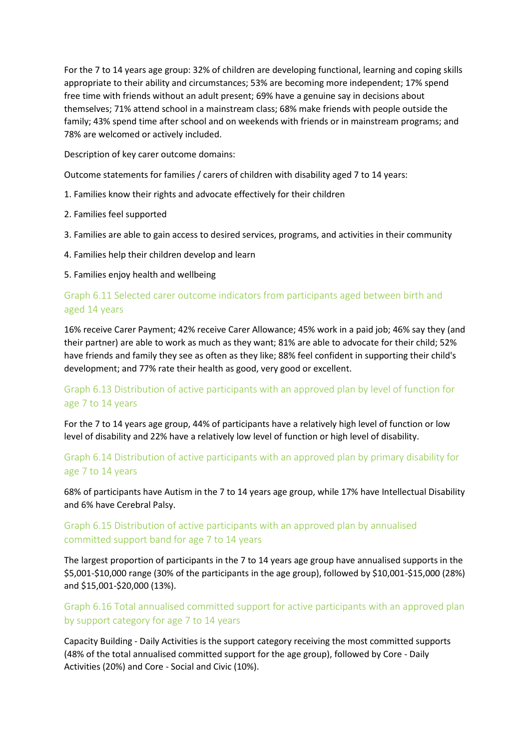For the 7 to 14 years age group: 32% of children are developing functional, learning and coping skills appropriate to their ability and circumstances; 53% are becoming more independent; 17% spend free time with friends without an adult present; 69% have a genuine say in decisions about themselves; 71% attend school in a mainstream class; 68% make friends with people outside the family; 43% spend time after school and on weekends with friends or in mainstream programs; and 78% are welcomed or actively included.

Description of key carer outcome domains:

Outcome statements for families / carers of children with disability aged 7 to 14 years:

1. Families know their rights and advocate effectively for their children
2. Families feel supported
3. Families are able to gain access to desired services, programs, and activities in their community
4. Families help their children develop and learn
5. Families enjoy health and wellbeing

### Graph 6.11 Selected carer outcome indicators from participants aged between birth and aged 14 years

16% receive Carer Payment; 42% receive Carer Allowance; 45% work in a paid job; 46% say they (and their partner) are able to work as much as they want; 81% are able to advocate for their child; 52% have friends and family they see as often as they like; 88% feel confident in supporting their child's development; and 77% rate their health as good, very good or excellent.

### Graph 6.13 Distribution of active participants with an approved plan by level of function for age 7 to 14 years

For the 7 to 14 years age group, 44% of participants have a relatively high level of function or low level of disability and 22% have a relatively low level of function or high level of disability.

### Graph 6.14 Distribution of active participants with an approved plan by primary disability for age 7 to 14 years

68% of participants have Autism in the 7 to 14 years age group, while 17% have Intellectual Disability and 6% have Cerebral Palsy.

### Graph 6.15 Distribution of active participants with an approved plan by annualised committed support band for age 7 to 14 years

The largest proportion of participants in the 7 to 14 years age group have annualised supports in the $5,001-$10,000 range (30% of the participants in the age group), followed by $10,001-$15,000 (28%) and $15,001-$20,000 (13%).

### Graph 6.16 Total annualised committed support for active participants with an approved plan by support category for age 7 to 14 years

Capacity Building - Daily Activities is the support category receiving the most committed supports (48% of the total annualised committed support for the age group), followed by Core - Daily Activities (20%) and Core - Social and Civic (10%).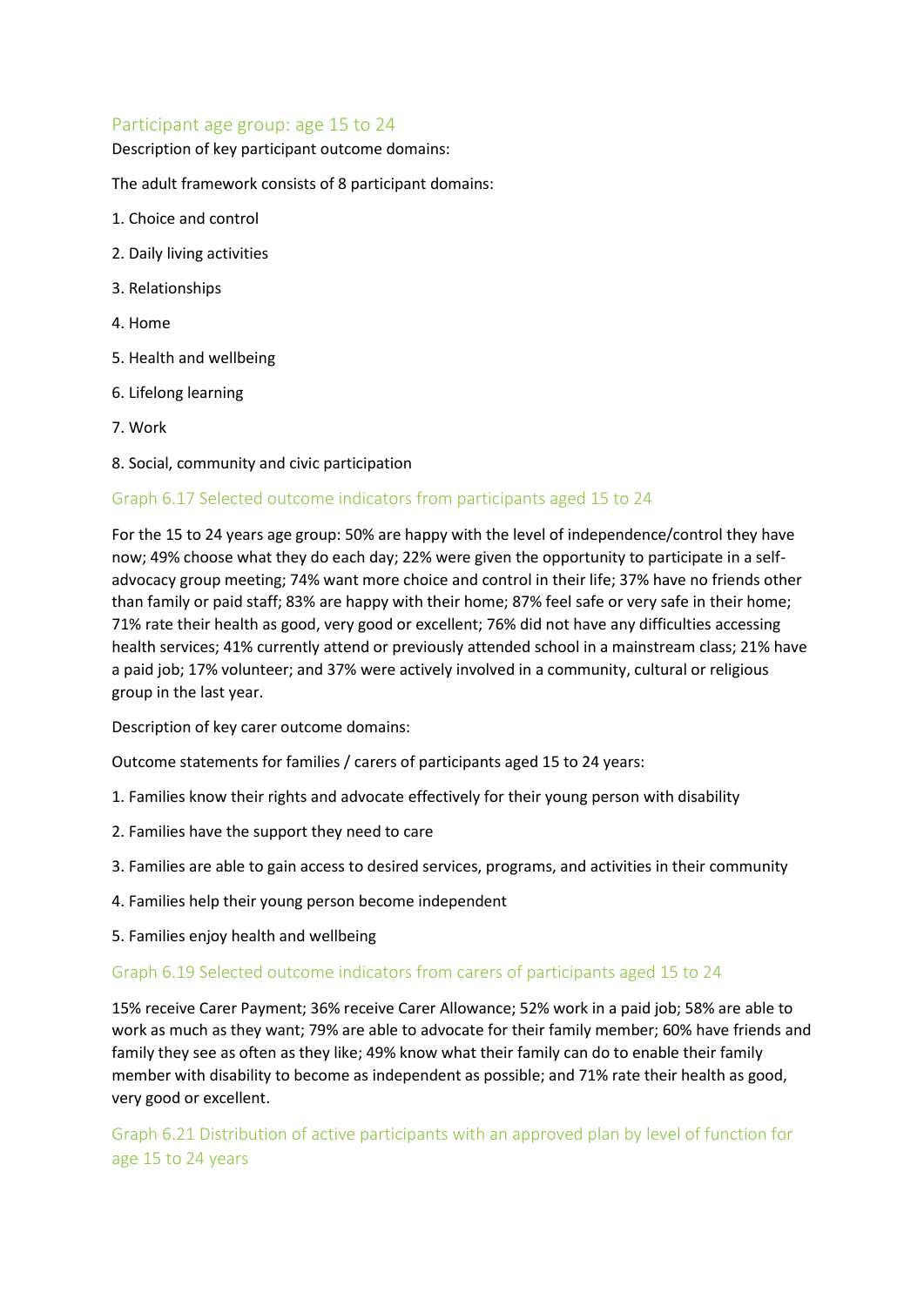## Participant age group: age 15 to 24

Description of key participant outcome domains:

The adult framework consists of 8 participant domains:

1. Choice and control
2. Daily living activities
3. Relationships
4. Home
5. Health and wellbeing
6. Lifelong learning
7. Work
8. Social, community and civic participation

### Graph 6.17 Selected outcome indicators from participants aged 15 to 24

For the 15 to 24 years age group: 50% are happy with the level of independence/control they have now; 49% choose what they do each day; 22% were given the opportunity to participate in a self-advocacy group meeting; 74% want more choice and control in their life; 37% have no friends other than family or paid staff; 83% are happy with their home; 87% feel safe or very safe in their home; 71% rate their health as good, very good or excellent; 76% did not have any difficulties accessing health services; 41% currently attend or previously attended school in a mainstream class; 21% have a paid job; 17% volunteer; and 37% were actively involved in a community, cultural or religious group in the last year.

Description of key carer outcome domains:

Outcome statements for families / carers of participants aged 15 to 24 years:

1. Families know their rights and advocate effectively for their young person with disability
2. Families have the support they need to care
3. Families are able to gain access to desired services, programs, and activities in their community
4. Families help their young person become independent
5. Families enjoy health and wellbeing

### Graph 6.19 Selected outcome indicators from carers of participants aged 15 to 24

15% receive Carer Payment; 36% receive Carer Allowance; 52% work in a paid job; 58% are able to work as much as they want; 79% are able to advocate for their family member; 60% have friends and family they see as often as they like; 49% know what their family can do to enable their family member with disability to become as independent as possible; and 71% rate their health as good, very good or excellent.

### Graph 6.21 Distribution of active participants with an approved plan by level of function for age 15 to 24 years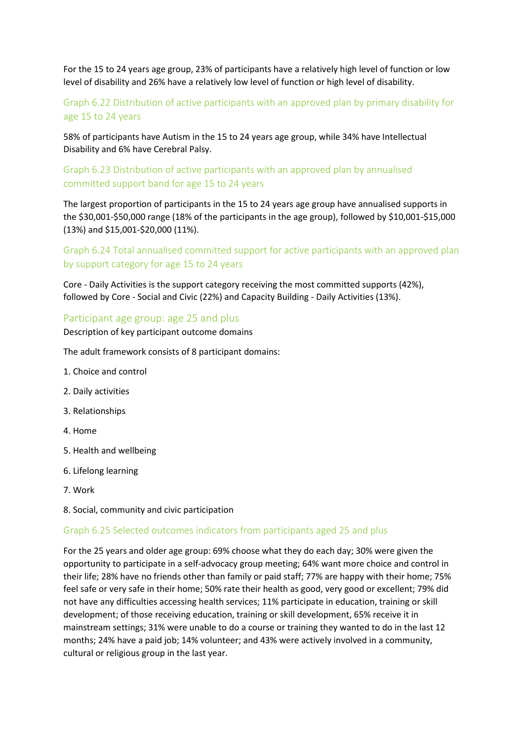For the 15 to 24 years age group, 23% of participants have a relatively high level of function or low level of disability and 26% have a relatively low level of function or high level of disability.

### Graph 6.22 Distribution of active participants with an approved plan by primary disability for age 15 to 24 years

58% of participants have Autism in the 15 to 24 years age group, while 34% have Intellectual Disability and 6% have Cerebral Palsy.

### Graph 6.23 Distribution of active participants with an approved plan by annualised committed support band for age 15 to 24 years

The largest proportion of participants in the 15 to 24 years age group have annualised supports in the $30,001-$50,000 range (18% of the participants in the age group), followed by $10,001-$15,000 (13%) and $15,001-$20,000 (11%).

### Graph 6.24 Total annualised committed support for active participants with an approved plan by support category for age 15 to 24 years

Core - Daily Activities is the support category receiving the most committed supports (42%), followed by Core - Social and Civic (22%) and Capacity Building - Daily Activities (13%).

## Participant age group: age 25 and plus

Description of key participant outcome domains

The adult framework consists of 8 participant domains:

1. Choice and control
2. Daily activities
3. Relationships
4. Home
5. Health and wellbeing
6. Lifelong learning
7. Work
8. Social, community and civic participation

### Graph 6.25 Selected outcomes indicators from participants aged 25 and plus

For the 25 years and older age group: 69% choose what they do each day; 30% were given the opportunity to participate in a self-advocacy group meeting; 64% want more choice and control in their life; 28% have no friends other than family or paid staff; 77% are happy with their home; 75% feel safe or very safe in their home; 50% rate their health as good, very good or excellent; 79% did not have any difficulties accessing health services; 11% participate in education, training or skill development; of those receiving education, training or skill development, 65% receive it in mainstream settings; 31% were unable to do a course or training they wanted to do in the last 12 months; 24% have a paid job; 14% volunteer; and 43% were actively involved in a community, cultural or religious group in the last year.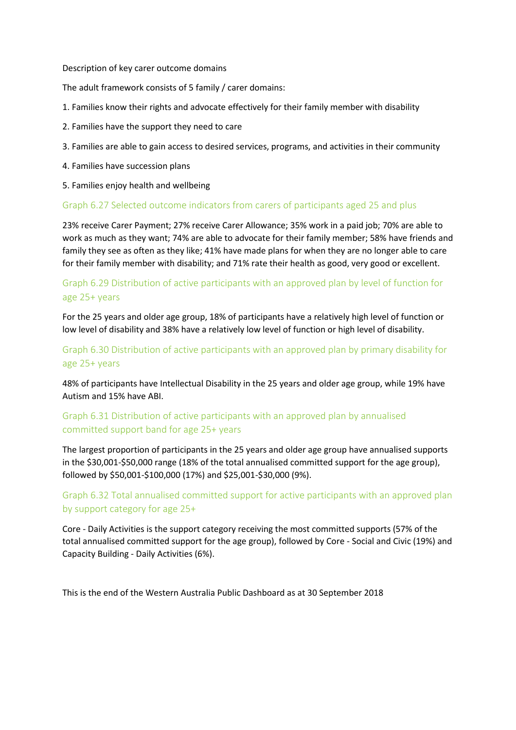Description of key carer outcome domains

The adult framework consists of 5 family / carer domains:

1. Families know their rights and advocate effectively for their family member with disability
2. Families have the support they need to care
3. Families are able to gain access to desired services, programs, and activities in their community
4. Families have succession plans
5. Families enjoy health and wellbeing

### Graph 6.27 Selected outcome indicators from carers of participants aged 25 and plus

23% receive Carer Payment; 27% receive Carer Allowance; 35% work in a paid job; 70% are able to work as much as they want; 74% are able to advocate for their family member; 58% have friends and family they see as often as they like; 41% have made plans for when they are no longer able to care for their family member with disability; and 71% rate their health as good, very good or excellent.

### Graph 6.29 Distribution of active participants with an approved plan by level of function for age 25+ years

For the 25 years and older age group, 18% of participants have a relatively high level of function or low level of disability and 38% have a relatively low level of function or high level of disability.

### Graph 6.30 Distribution of active participants with an approved plan by primary disability for age 25+ years

48% of participants have Intellectual Disability in the 25 years and older age group, while 19% have Autism and 15% have ABI.

### Graph 6.31 Distribution of active participants with an approved plan by annualised committed support band for age 25+ years

The largest proportion of participants in the 25 years and older age group have annualised supports in the $30,001-$50,000 range (18% of the total annualised committed support for the age group), followed by $50,001-$100,000 (17%) and $25,001-$30,000 (9%).

### Graph 6.32 Total annualised committed support for active participants with an approved plan by support category for age 25+

Core - Daily Activities is the support category receiving the most committed supports (57% of the total annualised committed support for the age group), followed by Core - Social and Civic (19%) and Capacity Building - Daily Activities (6%).

This is the end of the Western Australia Public Dashboard as at 30 September 2018